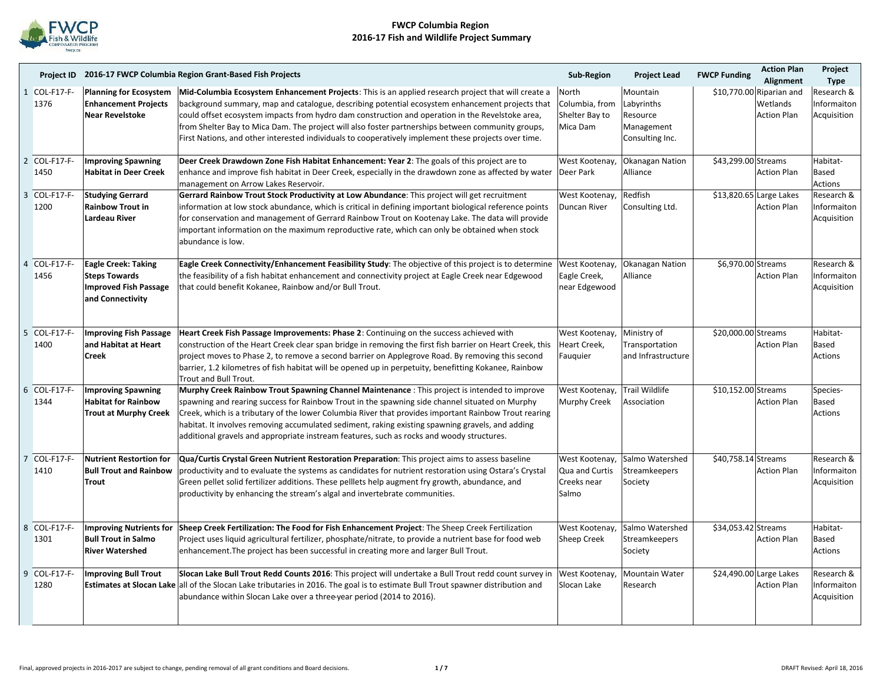# FWCP Columbia Region
## 2016-17 Fish and Wildlife Project Summary

| | Project ID | 2016-17 FWCP Columbia Region Grant-Based Fish Projects | | Sub-Region | Project Lead | FWCP Funding | Action Plan Alignment | Project Type |
|---|---|---|---|---|---|---|---|---|
| 1 | COL-F17-F-1376 | **Planning for Ecosystem Enhancement Projects Near Revelstoke** | **Mid-Columbia Ecosystem Enhancement Projects**: This is an applied research project that will create a background summary, map and catalogue, describing potential ecosystem enhancement projects that could offset ecosystem impacts from hydro dam construction and operation in the Revelstoke area, from Shelter Bay to Mica Dam. The project will also foster partnerships between community groups, First Nations, and other interested individuals to cooperatively implement these projects over time. | North Columbia, from Shelter Bay to Mica Dam | Mountain Labyrinths Resource Management Consulting Inc. | $10,770.00 | Riparian and Wetlands Action Plan | Research & Informaiton Acquisition |
| 2 | COL-F17-F-1450 | **Improving Spawning Habitat in Deer Creek** | **Deer Creek Drawdown Zone Fish Habitat Enhancement: Year 2**: The goals of this project are to enhance and improve fish habitat in Deer Creek, especially in the drawdown zone as affected by water management on Arrow Lakes Reservoir. | West Kootenay, Deer Park | Okanagan Nation Alliance | $43,299.00 | Streams Action Plan | Habitat-Based Actions |
| 3 | COL-F17-F-1200 | **Studying Gerrard Rainbow Trout in Lardeau River** | **Gerrard Rainbow Trout Stock Productivity at Low Abundance**: This project will get recruitment information at low stock abundance, which is critical in defining important biological reference points for conservation and management of Gerrard Rainbow Trout on Kootenay Lake. The data will provide important information on the maximum reproductive rate, which can only be obtained when stock abundance is low. | West Kootenay, Duncan River | Redfish Consulting Ltd. | $13,820.65 | Large Lakes Action Plan | Research & Informaiton Acquisition |
| 4 | COL-F17-F-1456 | **Eagle Creek: Taking Steps Towards Improved Fish Passage and Connectivity** | **Eagle Creek Connectivity/Enhancement Feasibility Study**: The objective of this project is to determine the feasibility of a fish habitat enhancement and connectivity project at Eagle Creek near Edgewood that could benefit Kokanee, Rainbow and/or Bull Trout. | West Kootenay, Eagle Creek, near Edgewood | Okanagan Nation Alliance | $6,970.00 | Streams Action Plan | Research & Informaiton Acquisition |
| 5 | COL-F17-F-1400 | **Improving Fish Passage and Habitat at Heart Creek** | **Heart Creek Fish Passage Improvements: Phase 2**: Continuing on the success achieved with construction of the Heart Creek clear span bridge in removing the first fish barrier on Heart Creek, this project moves to Phase 2, to remove a second barrier on Applegrove Road. By removing this second barrier, 1.2 kilometres of fish habitat will be opened up in perpetuity, benefitting Kokanee, Rainbow Trout and Bull Trout. | West Kootenay, Heart Creek, Fauquier | Ministry of Transportation and Infrastructure | $20,000.00 | Streams Action Plan | Habitat-Based Actions |
| 6 | COL-F17-F-1344 | **Improving Spawning Habitat for Rainbow Trout at Murphy Creek** | **Murphy Creek Rainbow Trout Spawning Channel Maintenance** : This project is intended to improve spawning and rearing success for Rainbow Trout in the spawning side channel situated on Murphy Creek, which is a tributary of the lower Columbia River that provides important Rainbow Trout rearing habitat. It involves removing accumulated sediment, raking existing spawning gravels, and adding additional gravels and appropriate instream features, such as rocks and woody structures. | West Kootenay, Murphy Creek | Trail Wildlife Association | $10,152.00 | Streams Action Plan | Species-Based Actions |
| 7 | COL-F17-F-1410 | **Nutrient Restortion for Bull Trout and Rainbow Trout** | **Qua/Curtis Crystal Green Nutrient Restoration Preparation**: This project aims to assess baseline productivity and to evaluate the systems as candidates for nutrient restoration using Ostara's Crystal Green pellet solid fertilizer additions. These pelllets help augment fry growth, abundance, and productivity by enhancing the stream's algal and invertebrate communities. | West Kootenay, Qua and Curtis Creeks near Salmo | Salmo Watershed Streamkeepers Society | $40,758.14 | Streams Action Plan | Research & Informaiton Acquisition |
| 8 | COL-F17-F-1301 | **Improving Nutrients for Bull Trout in Salmo River Watershed** | **Sheep Creek Fertilization: The Food for Fish Enhancement Project**: The Sheep Creek Fertilization Project uses liquid agricultural fertilizer, phosphate/nitrate, to provide a nutrient base for food web enhancement.The project has been successful in creating more and larger Bull Trout. | West Kootenay, Sheep Creek | Salmo Watershed Streamkeepers Society | $34,053.42 | Streams Action Plan | Habitat-Based Actions |
| 9 | COL-F17-F-1280 | **Improving Bull Trout Estimates at Slocan Lake** | **Slocan Lake Bull Trout Redd Counts 2016**: This project will undertake a Bull Trout redd count survey in all of the Slocan Lake tributaries in 2016. The goal is to estimate Bull Trout spawner distribution and abundance within Slocan Lake over a three-year period (2014 to 2016). | West Kootenay, Slocan Lake | Mountain Water Research | $24,490.00 | Large Lakes Action Plan | Research & Informaiton Acquisition |

Final, approved projects in 2016-2017 are subject to change, pending removal of all grant conditions and Board decisions.

DRAFT Revised: April 18, 2016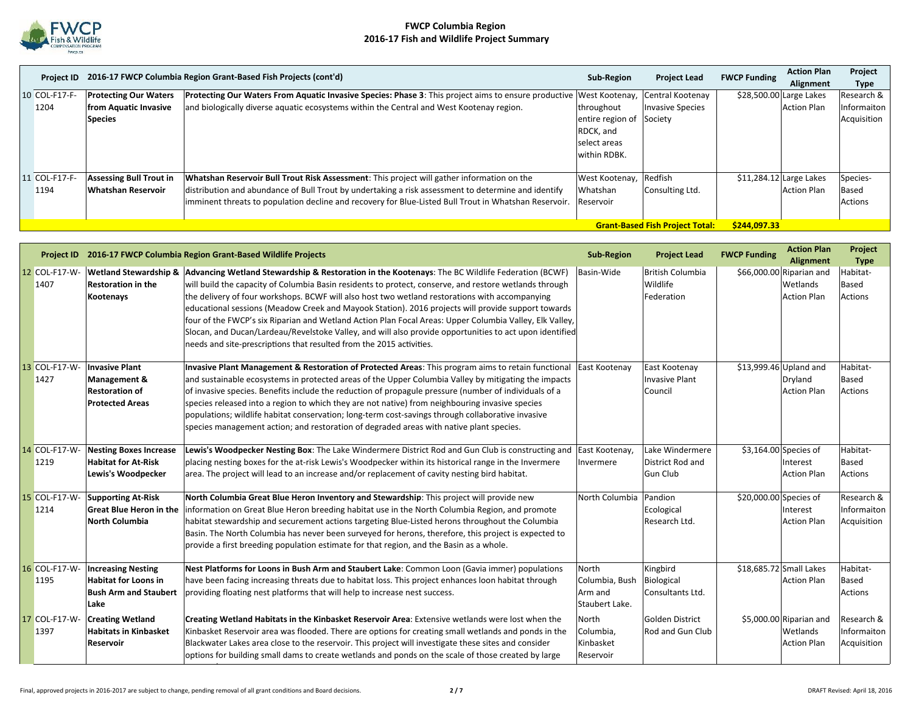# FWCP Columbia Region
## 2016-17 Fish and Wildlife Project Summary

| | Project ID | 2016-17 FWCP Columbia Region Grant-Based Fish Projects (cont'd) | | Sub-Region | Project Lead | FWCP Funding | Action Plan Alignment | Project Type |
|---|---|---|---|---|---|---|---|---|
| 10 | COL-F17-F-1204 | **Protecting Our Waters from Aquatic Invasive Species** | **Protecting Our Waters From Aquatic Invasive Species: Phase 3**: This project aims to ensure productive and biologically diverse aquatic ecosystems within the Central and West Kootenay region. | West Kootenay, throughout entire region of RDCK, and select areas within RDBK. | Central Kootenay Invasive Species Society | $28,500.00 | Large Lakes Action Plan | Research & Informaiton Acquisition |
| 11 | COL-F17-F-1194 | **Assessing Bull Trout in Whatshan Reservoir** | **Whatshan Reservoir Bull Trout Risk Assessment**: This project will gather information on the distribution and abundance of Bull Trout by undertaking a risk assessment to determine and identify imminent threats to population decline and recovery for Blue-Listed Bull Trout in Whatshan Reservoir. | West Kootenay, Whatshan Reservoir | Redfish Consulting Ltd. | $11,284.12 | Large Lakes Action Plan | Species-Based Actions |
| | | | | | **Grant-Based Fish Project Total:** | **$244,097.33** | | |

| | Project ID | 2016-17 FWCP Columbia Region Grant-Based Wildlife Projects | | Sub-Region | Project Lead | FWCP Funding | Action Plan Alignment | Project Type |
|---|---|---|---|---|---|---|---|---|
| 12 | COL-F17-W-1407 | **Wetland Stewardship & Restoration in the Kootenays** | **Advancing Wetland Stewardship & Restoration in the Kootenays**: The BC Wildlife Federation (BCWF) will build the capacity of Columbia Basin residents to protect, conserve, and restore wetlands through the delivery of four workshops. BCWF will also host two wetland restorations with accompanying educational sessions (Meadow Creek and Mayook Station). 2016 projects will provide support towards four of the FWCP's six Riparian and Wetland Action Plan Focal Areas: Upper Columbia Valley, Elk Valley, Slocan, and Ducan/Lardeau/Revelstoke Valley, and will also provide opportunities to act upon identified needs and site-prescriptions that resulted from the 2015 activities. | Basin-Wide | British Columbia Wildlife Federation | $66,000.00 | Riparian and Wetlands Action Plan | Habitat-Based Actions |
| 13 | COL-F17-W-1427 | **Invasive Plant Management & Restoration of Protected Areas** | **Invasive Plant Management & Restoration of Protected Areas**: This program aims to retain functional and sustainable ecosystems in protected areas of the Upper Columbia Valley by mitigating the impacts of invasive species. Benefits include the reduction of propagule pressure (number of individuals of a species released into a region to which they are not native) from neighbouring invasive species populations; wildlife habitat conservation; long-term cost-savings through collaborative invasive species management action; and restoration of degraded areas with native plant species. | East Kootenay | East Kootenay Invasive Plant Council | $13,999.46 | Upland and Dryland Action Plan | Habitat-Based Actions |
| 14 | COL-F17-W-1219 | **Nesting Boxes Increase Habitat for At-Risk Lewis's Woodpecker** | **Lewis's Woodpecker Nesting Box**: The Lake Windermere District Rod and Gun Club is constructing and placing nesting boxes for the at-risk Lewis's Woodpecker within its historical range in the Invermere area. The project will lead to an increase and/or replacement of cavity nesting bird habitat. | East Kootenay, Invermere | Lake Windermere District Rod and Gun Club | $3,164.00 | Species of Interest Action Plan | Habitat-Based Actions |
| 15 | COL-F17-W-1214 | **Supporting At-Risk Great Blue Heron in the North Columbia** | **North Columbia Great Blue Heron Inventory and Stewardship**: This project will provide new information on Great Blue Heron breeding habitat use in the North Columbia Region, and promote habitat stewardship and securement actions targeting Blue-Listed herons throughout the Columbia Basin. The North Columbia has never been surveyed for herons, therefore, this project is expected to provide a first breeding population estimate for that region, and the Basin as a whole. | North Columbia | Pandion Ecological Research Ltd. | $20,000.00 | Species of Interest Action Plan | Research & Informaiton Acquisition |
| 16 | COL-F17-W-1195 | **Increasing Nesting Habitat for Loons in Bush Arm and Staubert Lake** | **Nest Platforms for Loons in Bush Arm and Staubert Lake**: Common Loon (Gavia immer) populations have been facing increasing threats due to habitat loss. This project enhances loon habitat through providing floating nest platforms that will help to increase nest success. | North Columbia, Bush Arm and Staubert Lake. | Kingbird Biological Consultants Ltd. | $18,685.72 | Small Lakes Action Plan | Habitat-Based Actions |
| 17 | COL-F17-W-1397 | **Creating Wetland Habitats in Kinbasket Reservoir** | **Creating Wetland Habitats in the Kinbasket Reservoir Area**: Extensive wetlands were lost when the Kinbasket Reservoir area was flooded. There are options for creating small wetlands and ponds in the Blackwater Lakes area close to the reservoir. This project will investigate these sites and consider options for building small dams to create wetlands and ponds on the scale of those created by large | North Columbia, Kinbasket Reservoir | Golden District Rod and Gun Club | $5,000.00 | Riparian and Wetlands Action Plan | Research & Informaiton Acquisition |

Final, approved projects in 2016-2017 are subject to change, pending removal of all grant conditions and Board decisions.

DRAFT Revised: April 18, 2016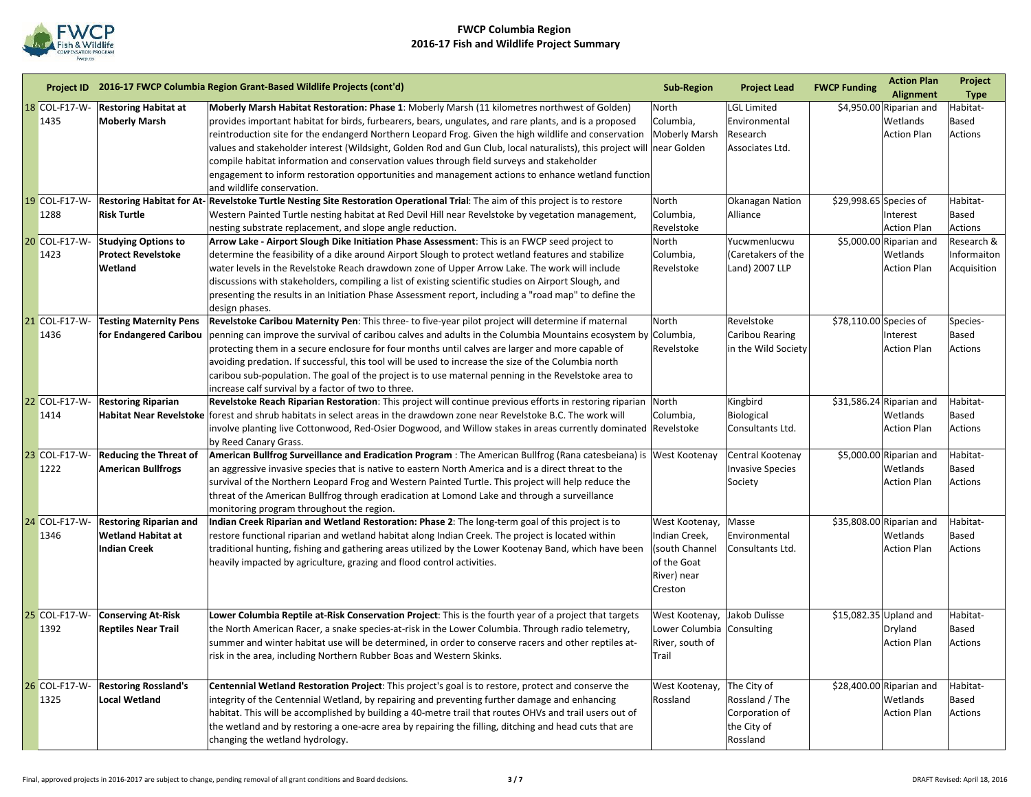# FWCP Columbia Region
## 2016-17 Fish and Wildlife Project Summary

| | Project ID | 2016-17 FWCP Columbia Region Grant-Based Wildlife Projects (cont'd) | | Sub-Region | Project Lead | FWCP Funding | Action Plan Alignment | Project Type |
|---|---|---|---|---|---|---|---|---|
| 18 | COL-F17-W-1435 | **Restoring Habitat at Moberly Marsh** | **Moberly Marsh Habitat Restoration: Phase 1**: Moberly Marsh (11 kilometres northwest of Golden) provides important habitat for birds, furbearers, bears, ungulates, and rare plants, and is a proposed reintroduction site for the endangerd Northern Leopard Frog. Given the high wildlife and conservation values and stakeholder interest (Wildsight, Golden Rod and Gun Club, local naturalists), this project will compile habitat information and conservation values through field surveys and stakeholder engagement to inform restoration opportunities and management actions to enhance wetland function and wildlife conservation. | North Columbia, Moberly Marsh near Golden | LGL Limited Environmental Research Associates Ltd. | $4,950.00 | Riparian and Wetlands Action Plan | Habitat-Based Actions |
| 19 | COL-F17-W-1288 | **Restoring Habitat for At-Risk Turtle** | **Revelstoke Turtle Nesting Site Restoration Operational Trial**: The aim of this project is to restore Western Painted Turtle nesting habitat at Red Devil Hill near Revelstoke by vegetation management, nesting substrate replacement, and slope angle reduction. | North Columbia, Revelstoke | Okanagan Nation Alliance | $29,998.65 | Species of Interest Action Plan | Habitat-Based Actions |
| 20 | COL-F17-W-1423 | **Studying Options to Protect Revelstoke Wetland** | **Arrow Lake - Airport Slough Dike Initiation Phase Assessment**: This is an FWCP seed project to determine the feasibility of a dike around Airport Slough to protect wetland features and stabilize water levels in the Revelstoke Reach drawdown zone of Upper Arrow Lake. The work will include discussions with stakeholders, compiling a list of existing scientific studies on Airport Slough, and presenting the results in an Initiation Phase Assessment report, including a "road map" to define the design phases. | North Columbia, Revelstoke | Yucwmenlucwu (Caretakers of the Land) 2007 LLP | $5,000.00 | Riparian and Wetlands Action Plan | Research & Informaiton Acquisition |
| 21 | COL-F17-W-1436 | **Testing Maternity Pens for Endangered Caribou** | **Revelstoke Caribou Maternity Pen**: This three- to five-year pilot project will determine if maternal penning can improve the survival of caribou calves and adults in the Columbia Mountains ecosystem by protecting them in a secure enclosure for four months until calves are larger and more capable of avoiding predation. If successful, this tool will be used to increase the size of the Columbia north caribou sub-population. The goal of the project is to use maternal penning in the Revelstoke area to increase calf survival by a factor of two to three. | North Columbia, Revelstoke | Revelstoke Caribou Rearing in the Wild Society | $78,110.00 | Species of Interest Action Plan | Species-Based Actions |
| 22 | COL-F17-W-1414 | **Restoring Riparian Habitat Near Revelstoke** | **Revelstoke Reach Riparian Restoration**: This project will continue previous efforts in restoring riparian forest and shrub habitats in select areas in the drawdown zone near Revelstoke B.C. The work will involve planting live Cottonwood, Red-Osier Dogwood, and Willow stakes in areas currently dominated by Reed Canary Grass. | North Columbia, Revelstoke | Kingbird Biological Consultants Ltd. | $31,586.24 | Riparian and Wetlands Action Plan | Habitat-Based Actions |
| 23 | COL-F17-W-1222 | **Reducing the Threat of American Bullfrogs** | **American Bullfrog Surveillance and Eradication Program** : The American Bullfrog (Rana catesbeiana) is an aggressive invasive species that is native to eastern North America and is a direct threat to the survival of the Northern Leopard Frog and Western Painted Turtle. This project will help reduce the threat of the American Bullfrog through eradication at Lomond Lake and through a surveillance monitoring program throughout the region. | West Kootenay | Central Kootenay Invasive Species Society | $5,000.00 | Riparian and Wetlands Action Plan | Habitat-Based Actions |
| 24 | COL-F17-W-1346 | **Restoring Riparian and Wetland Habitat at Indian Creek** | **Indian Creek Riparian and Wetland Restoration: Phase 2**: The long-term goal of this project is to restore functional riparian and wetland habitat along Indian Creek. The project is located within traditional hunting, fishing and gathering areas utilized by the Lower Kootenay Band, which have been heavily impacted by agriculture, grazing and flood control activities. | West Kootenay, Indian Creek, (south Channel of the Goat River) near Creston | Masse Environmental Consultants Ltd. | $35,808.00 | Riparian and Wetlands Action Plan | Habitat-Based Actions |
| 25 | COL-F17-W-1392 | **Conserving At-Risk Reptiles Near Trail** | **Lower Columbia Reptile at-Risk Conservation Project**: This is the fourth year of a project that targets the North American Racer, a snake species-at-risk in the Lower Columbia. Through radio telemetry, summer and winter habitat use will be determined, in order to conserve racers and other reptiles at-risk in the area, including Northern Rubber Boas and Western Skinks. | West Kootenay, Lower Columbia River, south of Trail | Jakob Dulisse Consulting | $15,082.35 | Upland and Dryland Action Plan | Habitat-Based Actions |
| 26 | COL-F17-W-1325 | **Restoring Rossland's Local Wetland** | **Centennial Wetland Restoration Project**: This project's goal is to restore, protect and conserve the integrity of the Centennial Wetland, by repairing and preventing further damage and enhancing habitat. This will be accomplished by building a 40-metre trail that routes OHVs and trail users out of the wetland and by restoring a one-acre area by repairing the filling, ditching and head cuts that are changing the wetland hydrology. | West Kootenay, Rossland | The City of Rossland / The Corporation of the City of Rossland | $28,400.00 | Riparian and Wetlands Action Plan | Habitat-Based Actions |

Final, approved projects in 2016-2017 are subject to change, pending removal of all grant conditions and Board decisions.

DRAFT Revised: April 18, 2016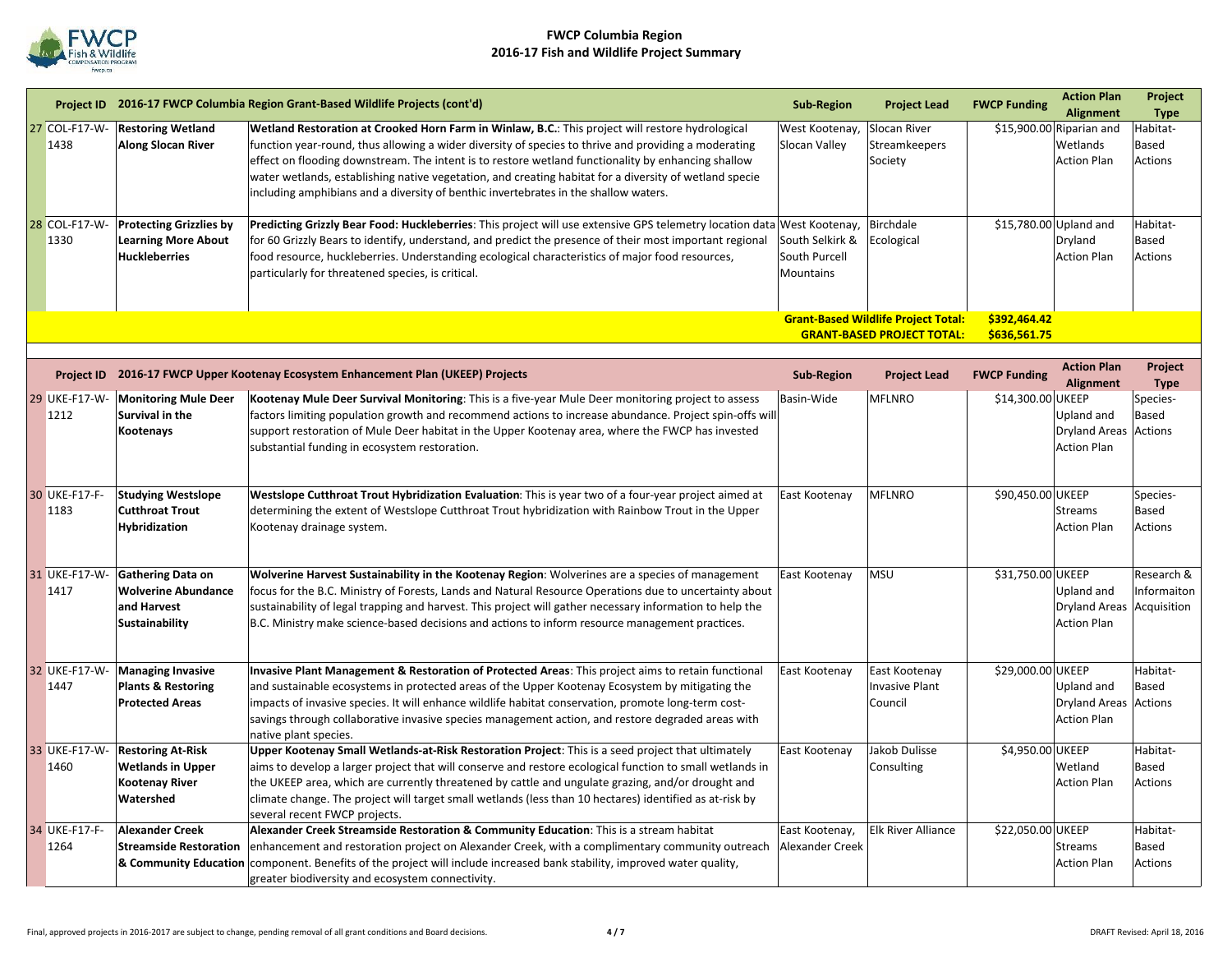# FWCP Columbia Region
## 2016-17 Fish and Wildlife Project Summary

| | Project ID | 2016-17 FWCP Columbia Region Grant-Based Wildlife Projects (cont'd) | | Sub-Region | Project Lead | FWCP Funding | Action Plan Alignment | Project Type |
|---|---|---|---|---|---|---|---|---|
| 27 | COL-F17-W-1438 | **Restoring Wetland Along Slocan River** | **Wetland Restoration at Crooked Horn Farm in Winlaw, B.C.**: This project will restore hydrological function year-round, thus allowing a wider diversity of species to thrive and providing a moderating effect on flooding downstream. The intent is to restore wetland functionality by enhancing shallow water wetlands, establishing native vegetation, and creating habitat for a diversity of wetland specie including amphibians and a diversity of benthic invertebrates in the shallow waters. | West Kootenay, Slocan Valley | Slocan River Streamkeepers Society | $15,900.00 | Riparian and Wetlands Action Plan | Habitat-Based Actions |
| 28 | COL-F17-W-1330 | **Protecting Grizzlies by Learning More About Huckleberries** | **Predicting Grizzly Bear Food: Huckleberries**: This project will use extensive GPS telemetry location data for 60 Grizzly Bears to identify, understand, and predict the presence of their most important regional food resource, huckleberries. Understanding ecological characteristics of major food resources, particularly for threatened species, is critical. | West Kootenay, South Selkirk & South Purcell Mountains | Birchdale Ecological | $15,780.00 | Upland and Dryland Action Plan | Habitat-Based Actions |
| | | | | | **Grant-Based Wildlife Project Total:** | **$392,464.42** | | |
| | | | | | **GRANT-BASED PROJECT TOTAL:** | **$636,561.75** | | |

| | Project ID | 2016-17 FWCP Upper Kootenay Ecosystem Enhancement Plan (UKEEP) Projects | | Sub-Region | Project Lead | FWCP Funding | Action Plan Alignment | Project Type |
|---|---|---|---|---|---|---|---|---|
| 29 | UKE-F17-W-1212 | **Monitoring Mule Deer Survival in the Kootenays** | **Kootenay Mule Deer Survival Monitoring**: This is a five-year Mule Deer monitoring project to assess factors limiting population growth and recommend actions to increase abundance. Project spin-offs will support restoration of Mule Deer habitat in the Upper Kootenay area, where the FWCP has invested substantial funding in ecosystem restoration. | Basin-Wide | MFLNRO | $14,300.00 | UKEEP Upland and Dryland Areas Action Plan | Species-Based Actions |
| 30 | UKE-F17-F-1183 | **Studying Westslope Cutthroat Trout Hybridization** | **Westslope Cutthroat Trout Hybridization Evaluation**: This is year two of a four-year project aimed at determining the extent of Westslope Cutthroat Trout hybridization with Rainbow Trout in the Upper Kootenay drainage system. | East Kootenay | MFLNRO | $90,450.00 | UKEEP Streams Action Plan | Species-Based Actions |
| 31 | UKE-F17-W-1417 | **Gathering Data on Wolverine Abundance and Harvest Sustainability** | **Wolverine Harvest Sustainability in the Kootenay Region**: Wolverines are a species of management focus for the B.C. Ministry of Forests, Lands and Natural Resource Operations due to uncertainty about sustainability of legal trapping and harvest. This project will gather necessary information to help the B.C. Ministry make science-based decisions and actions to inform resource management practices. | East Kootenay | MSU | $31,750.00 | UKEEP Upland and Dryland Areas Action Plan | Research & Informaiton Acquisition |
| 32 | UKE-F17-W-1447 | **Managing Invasive Plants & Restoring Protected Areas** | **Invasive Plant Management & Restoration of Protected Areas**: This project aims to retain functional and sustainable ecosystems in protected areas of the Upper Kootenay Ecosystem by mitigating the impacts of invasive species. It will enhance wildlife habitat conservation, promote long-term cost-savings through collaborative invasive species management action, and restore degraded areas with native plant species. | East Kootenay | East Kootenay Invasive Plant Council | $29,000.00 | UKEEP Upland and Dryland Areas Action Plan | Habitat-Based Actions |
| 33 | UKE-F17-W-1460 | **Restoring At-Risk Wetlands in Upper Kootenay River Watershed** | **Upper Kootenay Small Wetlands-at-Risk Restoration Project**: This is a seed project that ultimately aims to develop a larger project that will conserve and restore ecological function to small wetlands in the UKEEP area, which are currently threatened by cattle and ungulate grazing, and/or drought and climate change. The project will target small wetlands (less than 10 hectares) identified as at-risk by several recent FWCP projects. | East Kootenay | Jakob Dulisse Consulting | $4,950.00 | UKEEP Wetland Action Plan | Habitat-Based Actions |
| 34 | UKE-F17-F-1264 | **Alexander Creek Streamside Restoration & Community Education** | **Alexander Creek Streamside Restoration & Community Education**: This is a stream habitat enhancement and restoration project on Alexander Creek, with a complimentary community outreach component. Benefits of the project will include increased bank stability, improved water quality, greater biodiversity and ecosystem connectivity. | East Kootenay, Alexander Creek | Elk River Alliance | $22,050.00 | UKEEP Streams Action Plan | Habitat-Based Actions |

Final, approved projects in 2016-2017 are subject to change, pending removal of all grant conditions and Board decisions.

DRAFT Revised: April 18, 2016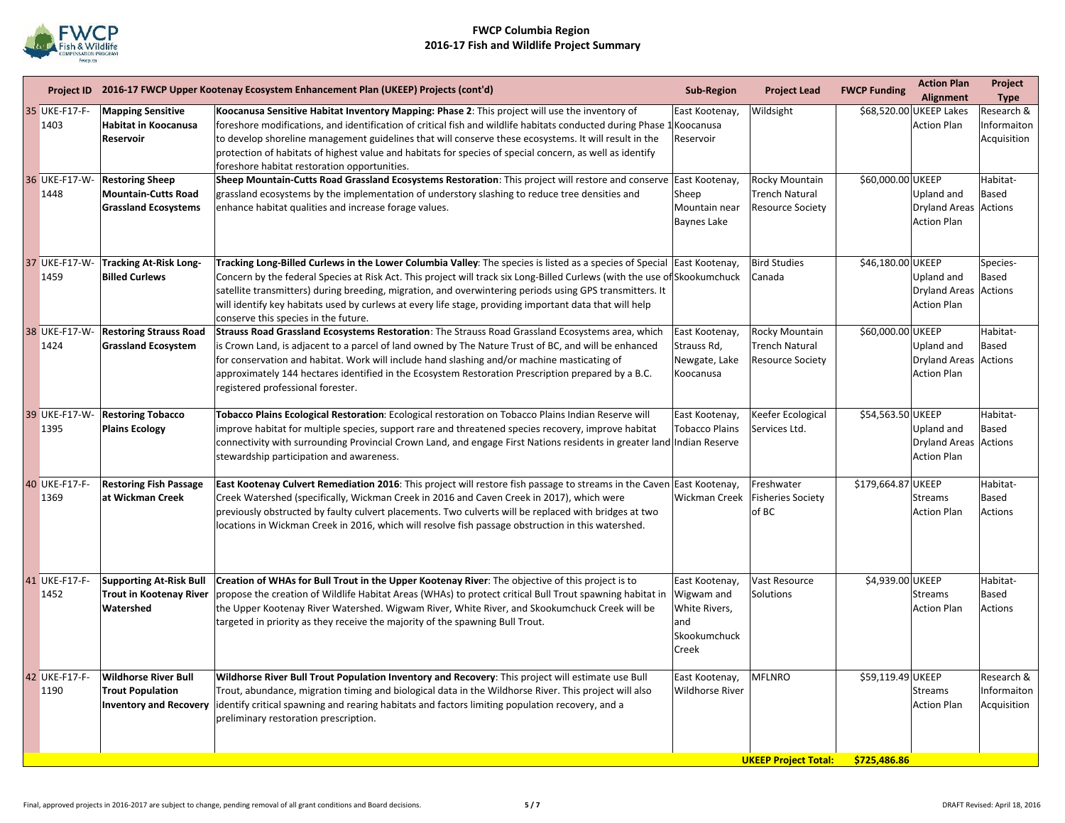# FWCP Columbia Region
## 2016-17 Fish and Wildlife Project Summary

| | Project ID | 2016-17 FWCP Upper Kootenay Ecosystem Enhancement Plan (UKEEP) Projects (cont'd) | | Sub-Region | Project Lead | FWCP Funding | Action Plan Alignment | Project Type |
|---|---|---|---|---|---|---|---|---|
| 35 | UKE-F17-F-1403 | **Mapping Sensitive Habitat in Koocanusa Reservoir** | **Koocanusa Sensitive Habitat Inventory Mapping: Phase 2**: This project will use the inventory of foreshore modifications, and identification of critical fish and wildlife habitats conducted during Phase 1 to develop shoreline management guidelines that will conserve these ecosystems. It will result in the protection of habitats of highest value and habitats for species of special concern, as well as identify foreshore habitat restoration opportunities. | East Kootenay, Koocanusa Reservoir | Wildsight | $68,520.00 | UKEEP Lakes Action Plan | Research & Informaiton Acquisition |
| 36 | UKE-F17-W-1448 | **Restoring Sheep Mountain-Cutts Road Grassland Ecosystems** | **Sheep Mountain-Cutts Road Grassland Ecosystems Restoration**: This project will restore and conserve grassland ecosystems by the implementation of understory slashing to reduce tree densities and enhance habitat qualities and increase forage values. | East Kootenay, Sheep Mountain near Baynes Lake | Rocky Mountain Trench Natural Resource Society | $60,000.00 | UKEEP Upland and Dryland Areas Action Plan | Habitat-Based Actions |
| 37 | UKE-F17-W-1459 | **Tracking At-Risk Long-Billed Curlews** | **Tracking Long-Billed Curlews in the Lower Columbia Valley**: The species is listed as a species of Special Concern by the federal Species at Risk Act. This project will track six Long-Billed Curlews (with the use of satellite transmitters) during breeding, migration, and overwintering periods using GPS transmitters. It will identify key habitats used by curlews at every life stage, providing important data that will help conserve this species in the future. | East Kootenay, Skookumchuck | Bird Studies Canada | $46,180.00 | UKEEP Upland and Dryland Areas Action Plan | Species-Based Actions |
| 38 | UKE-F17-W-1424 | **Restoring Strauss Road Grassland Ecosystem** | **Strauss Road Grassland Ecosystems Restoration**: The Strauss Road Grassland Ecosystems area, which is Crown Land, is adjacent to a parcel of land owned by The Nature Trust of BC, and will be enhanced for conservation and habitat. Work will include hand slashing and/or machine masticating of approximately 144 hectares identified in the Ecosystem Restoration Prescription prepared by a B.C. registered professional forester. | East Kootenay, Strauss Rd, Newgate, Lake Koocanusa | Rocky Mountain Trench Natural Resource Society | $60,000.00 | UKEEP Upland and Dryland Areas Action Plan | Habitat-Based Actions |
| 39 | UKE-F17-W-1395 | **Restoring Tobacco Plains Ecology** | **Tobacco Plains Ecological Restoration**: Ecological restoration on Tobacco Plains Indian Reserve will improve habitat for multiple species, support rare and threatened species recovery, improve habitat connectivity with surrounding Provincial Crown Land, and engage First Nations residents in greater land stewardship participation and awareness. | East Kootenay, Tobacco Plains Indian Reserve | Keefer Ecological Services Ltd. | $54,563.50 | UKEEP Upland and Dryland Areas Action Plan | Habitat-Based Actions |
| 40 | UKE-F17-F-1369 | **Restoring Fish Passage at Wickman Creek** | **East Kootenay Culvert Remediation 2016**: This project will restore fish passage to streams in the Caven Creek Watershed (specifically, Wickman Creek in 2016 and Caven Creek in 2017), which were previously obstructed by faulty culvert placements. Two culverts will be replaced with bridges at two locations in Wickman Creek in 2016, which will resolve fish passage obstruction in this watershed. | East Kootenay, Wickman Creek | Freshwater Fisheries Society of BC | $179,664.87 | UKEEP Streams Action Plan | Habitat-Based Actions |
| 41 | UKE-F17-F-1452 | **Supporting At-Risk Bull Trout in Kootenay River Watershed** | **Creation of WHAs for Bull Trout in the Upper Kootenay River**: The objective of this project is to propose the creation of Wildlife Habitat Areas (WHAs) to protect critical Bull Trout spawning habitat in the Upper Kootenay River Watershed. Wigwam River, White River, and Skookumchuck Creek will be targeted in priority as they receive the majority of the spawning Bull Trout. | East Kootenay, Wigwam and White Rivers, and Skookumchuck Creek | Vast Resource Solutions | $4,939.00 | UKEEP Streams Action Plan | Habitat-Based Actions |
| 42 | UKE-F17-F-1190 | **Wildhorse River Bull Trout Population Inventory and Recovery** | **Wildhorse River Bull Trout Population Inventory and Recovery**: This project will estimate use Bull Trout, abundance, migration timing and biological data in the Wildhorse River. This project will also identify critical spawning and rearing habitats and factors limiting population recovery, and a preliminary restoration prescription. | East Kootenay, Wildhorse River | MFLNRO | $59,119.49 | UKEEP Streams Action Plan | Research & Informaiton Acquisition |
| | | | | | **UKEEP Project Total:** | **$725,486.86** | | |

Final, approved projects in 2016-2017 are subject to change, pending removal of all grant conditions and Board decisions.

DRAFT Revised: April 18, 2016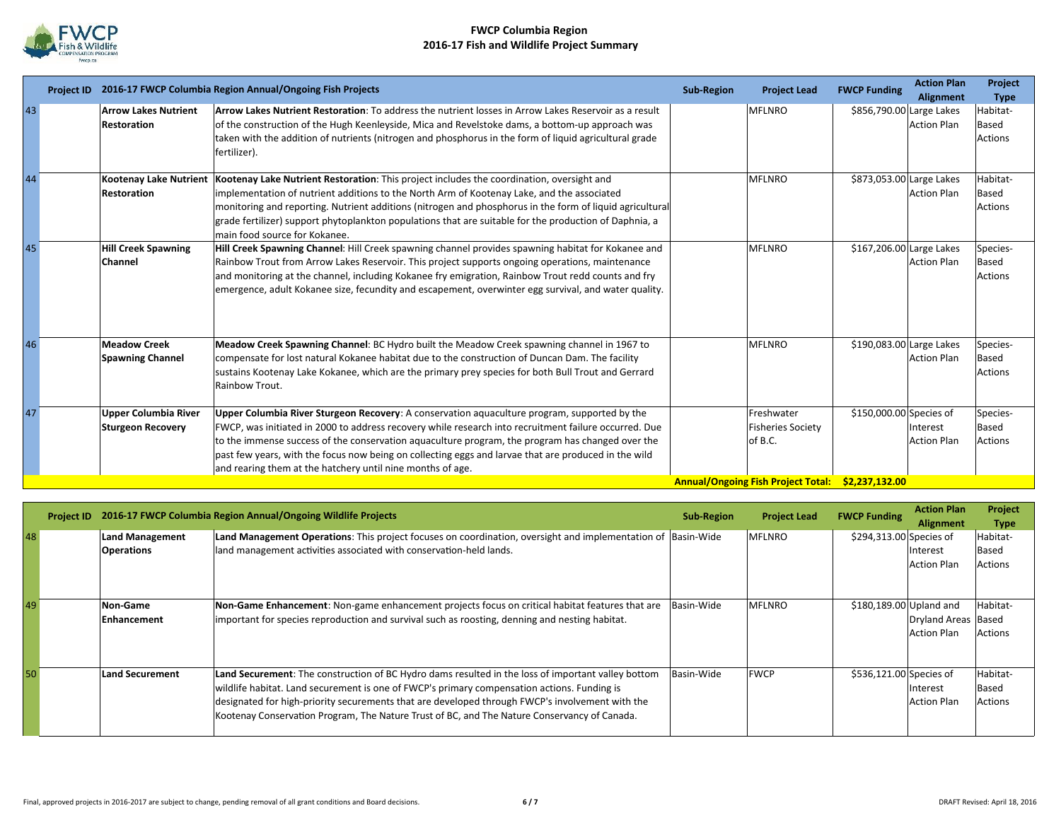# FWCP Columbia Region
## 2016-17 Fish and Wildlife Project Summary

| Project ID | 2016-17 FWCP Columbia Region Annual/Ongoing Fish Projects | | Sub-Region | Project Lead | FWCP Funding | Action Plan Alignment | Project Type |
|---|---|---|---|---|---|---|---|
| 43 | **Arrow Lakes Nutrient Restoration** | **Arrow Lakes Nutrient Restoration**: To address the nutrient losses in Arrow Lakes Reservoir as a result of the construction of the Hugh Keenleyside, Mica and Revelstoke dams, a bottom-up approach was taken with the addition of nutrients (nitrogen and phosphorus in the form of liquid agricultural grade fertilizer). | | MFLNRO | $856,790.00 | Large Lakes Action Plan | Habitat-Based Actions |
| 44 | **Kootenay Lake Nutrient Restoration** | **Kootenay Lake Nutrient Restoration**: This project includes the coordination, oversight and implementation of nutrient additions to the North Arm of Kootenay Lake, and the associated monitoring and reporting. Nutrient additions (nitrogen and phosphorus in the form of liquid agricultural grade fertilizer) support phytoplankton populations that are suitable for the production of Daphnia, a main food source for Kokanee. | | MFLNRO | $873,053.00 | Large Lakes Action Plan | Habitat-Based Actions |
| 45 | **Hill Creek Spawning Channel** | **Hill Creek Spawning Channel**: Hill Creek spawning channel provides spawning habitat for Kokanee and Rainbow Trout from Arrow Lakes Reservoir. This project supports ongoing operations, maintenance and monitoring at the channel, including Kokanee fry emigration, Rainbow Trout redd counts and fry emergence, adult Kokanee size, fecundity and escapement, overwinter egg survival, and water quality. | | MFLNRO | $167,206.00 | Large Lakes Action Plan | Species-Based Actions |
| 46 | **Meadow Creek Spawning Channel** | **Meadow Creek Spawning Channel**: BC Hydro built the Meadow Creek spawning channel in 1967 to compensate for lost natural Kokanee habitat due to the construction of Duncan Dam. The facility sustains Kootenay Lake Kokanee, which are the primary prey species for both Bull Trout and Gerrard Rainbow Trout. | | MFLNRO | $190,083.00 | Large Lakes Action Plan | Species-Based Actions |
| 47 | **Upper Columbia River Sturgeon Recovery** | **Upper Columbia River Sturgeon Recovery**: A conservation aquaculture program, supported by the FWCP, was initiated in 2000 to address recovery while research into recruitment failure occurred. Due to the immense success of the conservation aquaculture program, the program has changed over the past few years, with the focus now being on collecting eggs and larvae that are produced in the wild and rearing them at the hatchery until nine months of age. | | Freshwater Fisheries Society of B.C. | $150,000.00 | Species of Interest Action Plan | Species-Based Actions |
| | | | | **Annual/Ongoing Fish Project Total:** | **$2,237,132.00** | | |

| Project ID | 2016-17 FWCP Columbia Region Annual/Ongoing Wildlife Projects | | Sub-Region | Project Lead | FWCP Funding | Action Plan Alignment | Project Type |
|---|---|---|---|---|---|---|---|
| 48 | **Land Management Operations** | **Land Management Operations**: This project focuses on coordination, oversight and implementation of land management activities associated with conservation-held lands. | Basin-Wide | MFLNRO | $294,313.00 | Species of Interest Action Plan | Habitat-Based Actions |
| 49 | **Non-Game Enhancement** | **Non-Game Enhancement**: Non-game enhancement projects focus on critical habitat features that are important for species reproduction and survival such as roosting, denning and nesting habitat. | Basin-Wide | MFLNRO | $180,189.00 | Upland and Dryland Areas Action Plan | Habitat-Based Actions |
| 50 | **Land Securement** | **Land Securement**: The construction of BC Hydro dams resulted in the loss of important valley bottom wildlife habitat. Land securement is one of FWCP's primary compensation actions. Funding is designated for high-priority securements that are developed through FWCP's involvement with the Kootenay Conservation Program, The Nature Trust of BC, and The Nature Conservancy of Canada. | Basin-Wide | FWCP | $536,121.00 | Species of Interest Action Plan | Habitat-Based Actions |

Final, approved projects in 2016-2017 are subject to change, pending removal of all grant conditions and Board decisions.

DRAFT Revised: April 18, 2016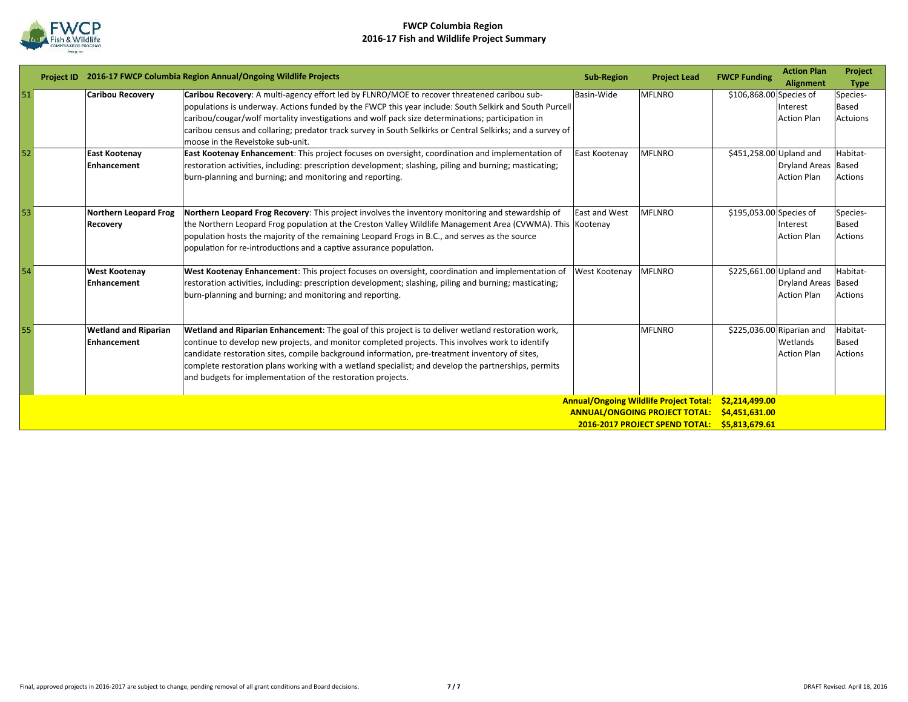# FWCP Columbia Region
## 2016-17 Fish and Wildlife Project Summary

| Project ID | 2016-17 FWCP Columbia Region Annual/Ongoing Wildlife Projects | | Sub-Region | Project Lead | FWCP Funding | Action Plan Alignment | Project Type |
|---|---|---|---|---|---|---|---|
| 51 | **Caribou Recovery** | **Caribou Recovery**: A multi-agency effort led by FLNRO/MOE to recover threatened caribou sub-populations is underway. Actions funded by the FWCP this year include: South Selkirk and South Purcell caribou/cougar/wolf mortality investigations and wolf pack size determinations; participation in caribou census and collaring; predator track survey in South Selkirks or Central Selkirks; and a survey of moose in the Revelstoke sub-unit. | Basin-Wide | MFLNRO | $106,868.00 | Species of Interest Action Plan | Species-Based Actuions |
| 52 | **East Kootenay Enhancement** | **East Kootenay Enhancement**: This project focuses on oversight, coordination and implementation of restoration activities, including: prescription development; slashing, piling and burning; masticating; burn-planning and burning; and monitoring and reporting. | East Kootenay | MFLNRO | $451,258.00 | Upland and Dryland Areas Action Plan | Habitat-Based Actions |
| 53 | **Northern Leopard Frog Recovery** | **Northern Leopard Frog Recovery**: This project involves the inventory monitoring and stewardship of the Northern Leopard Frog population at the Creston Valley Wildlife Management Area (CVWMA). This population hosts the majority of the remaining Leopard Frogs in B.C., and serves as the source population for re-introductions and a captive assurance population. | East and West Kootenay | MFLNRO | $195,053.00 | Species of Interest Action Plan | Species-Based Actions |
| 54 | **West Kootenay Enhancement** | **West Kootenay Enhancement**: This project focuses on oversight, coordination and implementation of restoration activities, including: prescription development; slashing, piling and burning; masticating; burn-planning and burning; and monitoring and reporting. | West Kootenay | MFLNRO | $225,661.00 | Upland and Dryland Areas Action Plan | Habitat-Based Actions |
| 55 | **Wetland and Riparian Enhancement** | **Wetland and Riparian Enhancement**: The goal of this project is to deliver wetland restoration work, continue to develop new projects, and monitor completed projects. This involves work to identify candidate restoration sites, compile background information, pre-treatment inventory of sites, complete restoration plans working with a wetland specialist; and develop the partnerships, permits and budgets for implementation of the restoration projects. | | MFLNRO | $225,036.00 | Riparian and Wetlands Action Plan | Habitat-Based Actions |
| | | | | **Annual/Ongoing Wildlife Project Total:** | **$2,214,499.00** | | |
| | | | | **ANNUAL/ONGOING PROJECT TOTAL:** | **$4,451,631.00** | | |
| | | | | **2016-2017 PROJECT SPEND TOTAL:** | **$5,813,679.61** | | |

Final, approved projects in 2016-2017 are subject to change, pending removal of all grant conditions and Board decisions.

DRAFT Revised: April 18, 2016